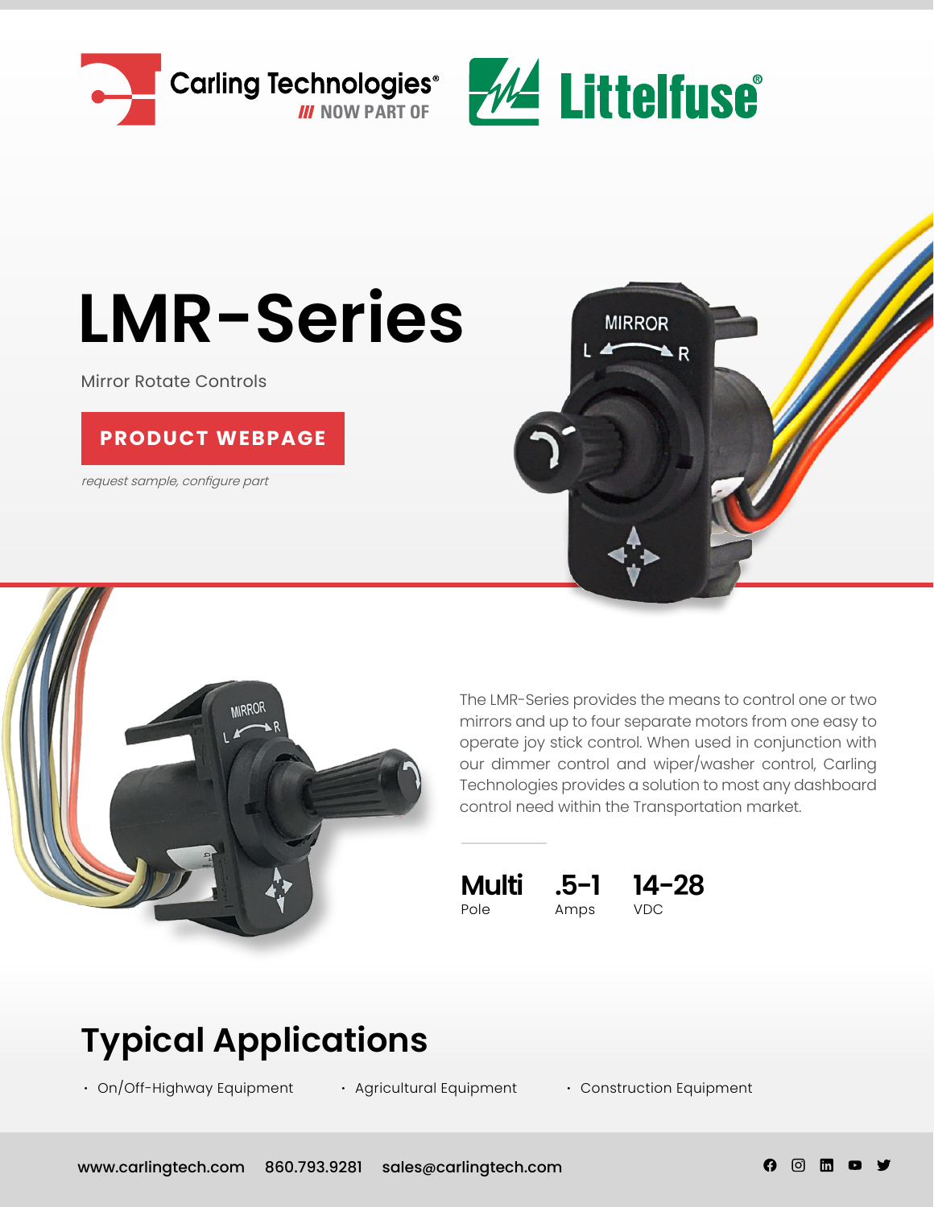Carling Technologies® /// NOW PART OF Littelfuse®

# LMR-Series

Mirror Rotate Controls

**PRODUCT WEBPAGE**

*request sample, configure part*

The LMR-Series provides the means to control one or two mirrors and up to four separate motors from one easy to operate joy stick control. When used in conjunction with our dimmer control and wiper/washer control, Carling Technologies provides a solution to most any dashboard control need within the Transportation market.

| Multi | .5-1 | 14-28 |
|---|---|---|
| Pole | Amps | VDC |

## Typical Applications

- On/Off-Highway Equipment
- Agricultural Equipment
- Construction Equipment

www.carlingtech.com 860.793.9281 sales@carlingtech.com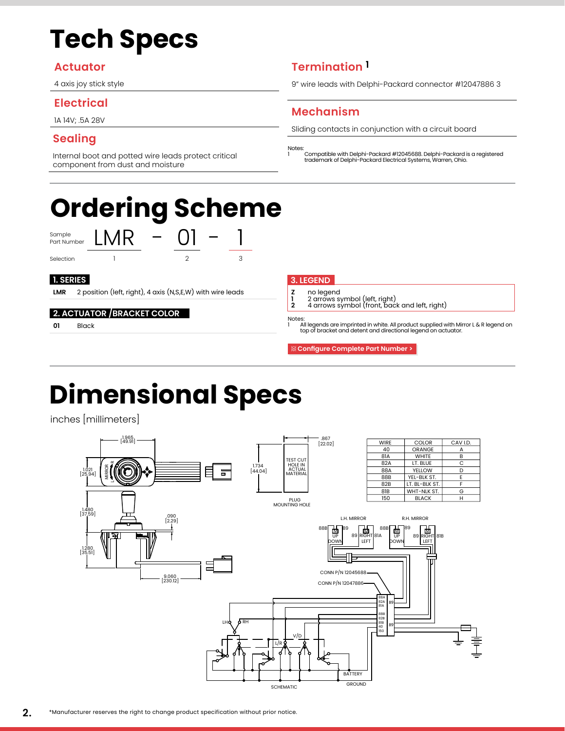# Tech Specs

## Actuator

4 axis joy stick style

## Electrical

1A 14V; .5A 28V

## Sealing

Internal boot and potted wire leads protect critical component from dust and moisture

## Termination [1]

9" wire leads with Delphi-Packard connector #12047886 3

## Mechanism

Sliding contacts in conjunction with a circuit board

Notes:
1 Compatible with Delphi-Packard #12045688. Delphi-Packard is a registered trademark of Delphi-Packard Electrical Systems, Warren, Ohio.

# Ordering Scheme

Sample Part Number: LMR - 01 - 1

Selection: 1, 2, 3

### 1. SERIES

**LMR** 2 position (left, right), 4 axis (N,S,E,W) with wire leads

### 2. ACTUATOR / BRACKET COLOR

**01** Black

### 3. LEGEND

**Z** no legend
**1** 2 arrows symbol (left, right)
**2** 4 arrows symbol (front, back and left, right)

Notes:
1 All legends are imprinted in white. All product supplied with Mirror L & R legend on top of bracket and detent and directional legend on actuator.

Configure Complete Part Number >

# Dimensional Specs

inches [millimeters]

| WIRE | COLOR | CAV I.D. |
|---|---|---|
| 40 | ORANGE | A |
| 81A | WHITE | B |
| 82A | LT. BLUE | C |
| 88A | YELLOW | D |
| 88B | YEL-BLK ST. | E |
| 82B | LT. BL-BLK ST. | F |
| 81B | WHT-NLK ST. | G |
| 150 | BLACK | H |

*Manufacturer reserves the right to change product specification without prior notice.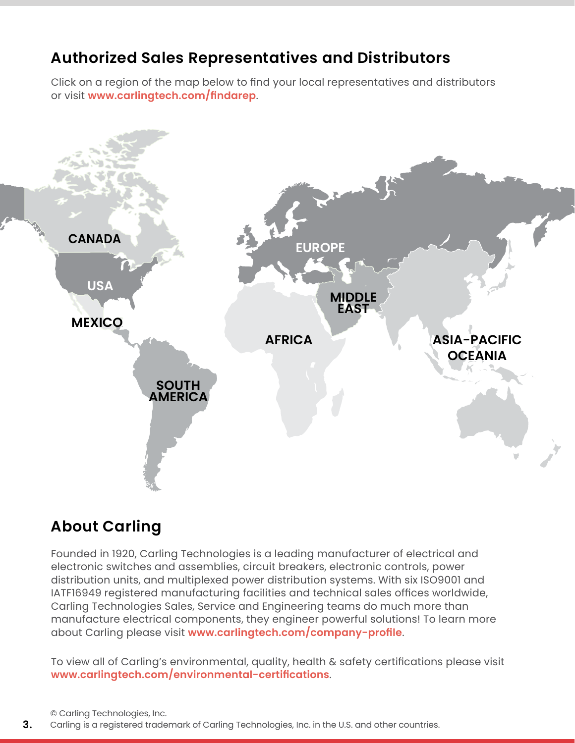## Authorized Sales Representatives and Distributors

Click on a region of the map below to find your local representatives and distributors or visit **www.carlingtech.com/findarep**.

CANADA

USA

MEXICO

SOUTH AMERICA

EUROPE

MIDDLE EAST

AFRICA

ASIA-PACIFIC OCEANIA

## About Carling

Founded in 1920, Carling Technologies is a leading manufacturer of electrical and electronic switches and assemblies, circuit breakers, electronic controls, power distribution units, and multiplexed power distribution systems. With six ISO9001 and IATF16949 registered manufacturing facilities and technical sales offices worldwide, Carling Technologies Sales, Service and Engineering teams do much more than manufacture electrical components, they engineer powerful solutions! To learn more about Carling please visit **www.carlingtech.com/company-profile**.

To view all of Carling's environmental, quality, health & safety certifications please visit **www.carlingtech.com/environmental-certifications**.

© Carling Technologies, Inc.
Carling is a registered trademark of Carling Technologies, Inc. in the U.S. and other countries.